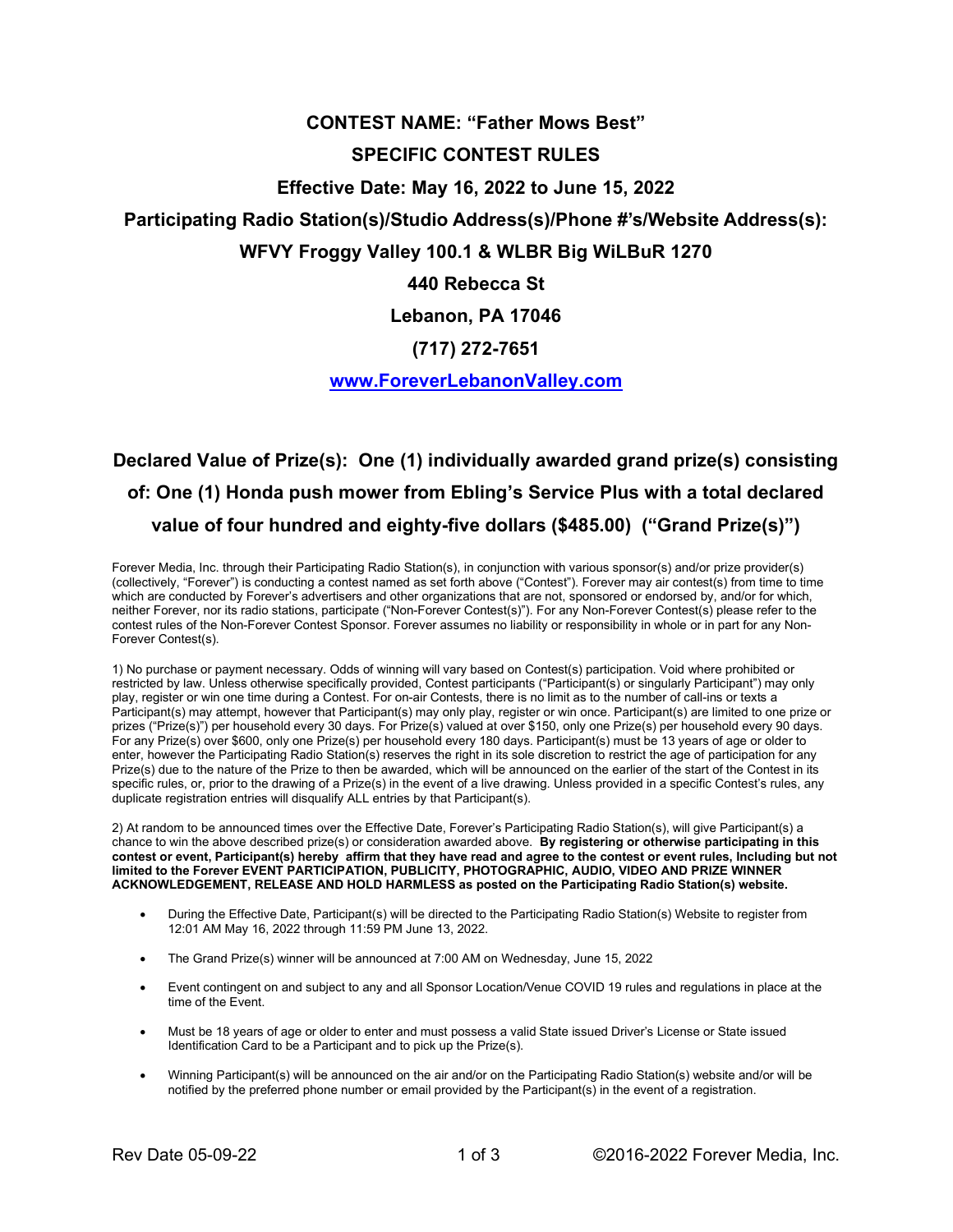# CONTEST NAME: "Father Mows Best"

## SPECIFIC CONTEST RULES

**Effective Date: May 16, 2022 to June 15, 2022**

**Participating Radio Station(s)/Studio Address(s)/Phone #'s/Website Address(s):**

**WFVY Froggy Valley 100.1 & WLBR Big WiLBuR 1270**

**440 Rebecca St**

**Lebanon, PA 17046**

**(717) 272-7651**

**[www.ForeverLebanonValley.com](http://www.ForeverLebanonValley.com)**

## Declared Value of Prize(s): One (1) individually awarded grand prize(s) consisting of: One (1) Honda push mower from Ebling's Service Plus with a total declared value of four hundred and eighty-five dollars ($485.00) ("Grand Prize(s)")

Forever Media, Inc. through their Participating Radio Station(s), in conjunction with various sponsor(s) and/or prize provider(s) (collectively, "Forever") is conducting a contest named as set forth above ("Contest"). Forever may air contest(s) from time to time which are conducted by Forever's advertisers and other organizations that are not, sponsored or endorsed by, and/or for which, neither Forever, nor its radio stations, participate ("Non-Forever Contest(s)"). For any Non-Forever Contest(s) please refer to the contest rules of the Non-Forever Contest Sponsor. Forever assumes no liability or responsibility in whole or in part for any Non-Forever Contest(s).

1) No purchase or payment necessary. Odds of winning will vary based on Contest(s) participation. Void where prohibited or restricted by law. Unless otherwise specifically provided, Contest participants ("Participant(s) or singularly Participant") may only play, register or win one time during a Contest. For on-air Contests, there is no limit as to the number of call-ins or texts a Participant(s) may attempt, however that Participant(s) may only play, register or win once. Participant(s) are limited to one prize or prizes ("Prize(s)") per household every 30 days. For Prize(s) valued at over $150, only one Prize(s) per household every 90 days. For any Prize(s) over $600, only one Prize(s) per household every 180 days. Participant(s) must be 13 years of age or older to enter, however the Participating Radio Station(s) reserves the right in its sole discretion to restrict the age of participation for any Prize(s) due to the nature of the Prize to then be awarded, which will be announced on the earlier of the start of the Contest in its specific rules, or, prior to the drawing of a Prize(s) in the event of a live drawing. Unless provided in a specific Contest's rules, any duplicate registration entries will disqualify ALL entries by that Participant(s).

2) At random to be announced times over the Effective Date, Forever's Participating Radio Station(s), will give Participant(s) a chance to win the above described prize(s) or consideration awarded above. **By registering or otherwise participating in this contest or event, Participant(s) hereby affirm that they have read and agree to the contest or event rules, Including but not limited to the Forever EVENT PARTICIPATION, PUBLICITY, PHOTOGRAPHIC, AUDIO, VIDEO AND PRIZE WINNER ACKNOWLEDGEMENT, RELEASE AND HOLD HARMLESS as posted on the Participating Radio Station(s) website.**

- During the Effective Date, Participant(s) will be directed to the Participating Radio Station(s) Website to register from 12:01 AM May 16, 2022 through 11:59 PM June 13, 2022.
- The Grand Prize(s) winner will be announced at 7:00 AM on Wednesday, June 15, 2022
- Event contingent on and subject to any and all Sponsor Location/Venue COVID 19 rules and regulations in place at the time of the Event.
- Must be 18 years of age or older to enter and must possess a valid State issued Driver's License or State issued Identification Card to be a Participant and to pick up the Prize(s).
- Winning Participant(s) will be announced on the air and/or on the Participating Radio Station(s) website and/or will be notified by the preferred phone number or email provided by the Participant(s) in the event of a registration.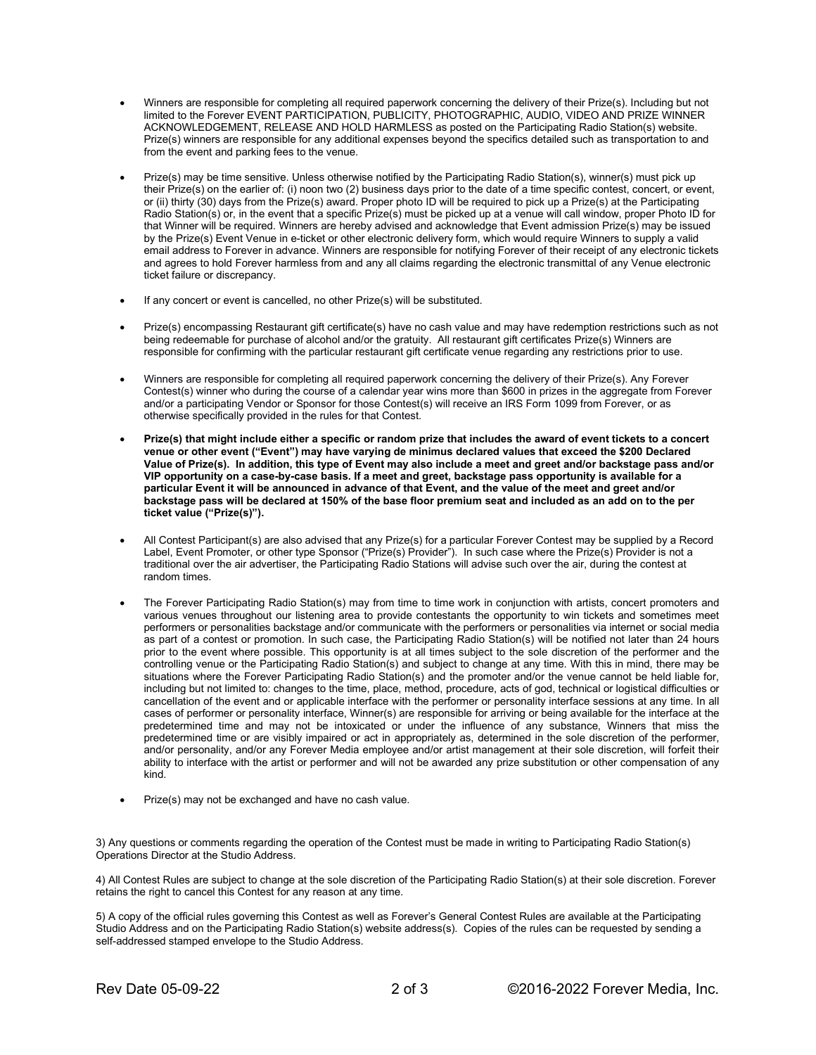- Winners are responsible for completing all required paperwork concerning the delivery of their Prize(s). Including but not limited to the Forever EVENT PARTICIPATION, PUBLICITY, PHOTOGRAPHIC, AUDIO, VIDEO AND PRIZE WINNER ACKNOWLEDGEMENT, RELEASE AND HOLD HARMLESS as posted on the Participating Radio Station(s) website. Prize(s) winners are responsible for any additional expenses beyond the specifics detailed such as transportation to and from the event and parking fees to the venue.

- Prize(s) may be time sensitive. Unless otherwise notified by the Participating Radio Station(s), winner(s) must pick up their Prize(s) on the earlier of: (i) noon two (2) business days prior to the date of a time specific contest, concert, or event, or (ii) thirty (30) days from the Prize(s) award. Proper photo ID will be required to pick up a Prize(s) at the Participating Radio Station(s) or, in the event that a specific Prize(s) must be picked up at a venue will call window, proper Photo ID for that Winner will be required. Winners are hereby advised and acknowledge that Event admission Prize(s) may be issued by the Prize(s) Event Venue in e-ticket or other electronic delivery form, which would require Winners to supply a valid email address to Forever in advance. Winners are responsible for notifying Forever of their receipt of any electronic tickets and agrees to hold Forever harmless from and any all claims regarding the electronic transmittal of any Venue electronic ticket failure or discrepancy.

- If any concert or event is cancelled, no other Prize(s) will be substituted.

- Prize(s) encompassing Restaurant gift certificate(s) have no cash value and may have redemption restrictions such as not being redeemable for purchase of alcohol and/or the gratuity. All restaurant gift certificates Prize(s) Winners are responsible for confirming with the particular restaurant gift certificate venue regarding any restrictions prior to use.

- Winners are responsible for completing all required paperwork concerning the delivery of their Prize(s). Any Forever Contest(s) winner who during the course of a calendar year wins more than $600 in prizes in the aggregate from Forever and/or a participating Vendor or Sponsor for those Contest(s) will receive an IRS Form 1099 from Forever, or as otherwise specifically provided in the rules for that Contest.

- **Prize(s) that might include either a specific or random prize that includes the award of event tickets to a concert venue or other event ("Event") may have varying de minimus declared values that exceed the $200 Declared Value of Prize(s). In addition, this type of Event may also include a meet and greet and/or backstage pass and/or VIP opportunity on a case-by-case basis. If a meet and greet, backstage pass opportunity is available for a particular Event it will be announced in advance of that Event, and the value of the meet and greet and/or backstage pass will be declared at 150% of the base floor premium seat and included as an add on to the per ticket value ("Prize(s)").**

- All Contest Participant(s) are also advised that any Prize(s) for a particular Forever Contest may be supplied by a Record Label, Event Promoter, or other type Sponsor ("Prize(s) Provider"). In such case where the Prize(s) Provider is not a traditional over the air advertiser, the Participating Radio Stations will advise such over the air, during the contest at random times.

- The Forever Participating Radio Station(s) may from time to time work in conjunction with artists, concert promoters and various venues throughout our listening area to provide contestants the opportunity to win tickets and sometimes meet performers or personalities backstage and/or communicate with the performers or personalities via internet or social media as part of a contest or promotion. In such case, the Participating Radio Station(s) will be notified not later than 24 hours prior to the event where possible. This opportunity is at all times subject to the sole discretion of the performer and the controlling venue or the Participating Radio Station(s) and subject to change at any time. With this in mind, there may be situations where the Forever Participating Radio Station(s) and the promoter and/or the venue cannot be held liable for, including but not limited to: changes to the time, place, method, procedure, acts of god, technical or logistical difficulties or cancellation of the event and or applicable interface with the performer or personality interface sessions at any time. In all cases of performer or personality interface, Winner(s) are responsible for arriving or being available for the interface at the predetermined time and may not be intoxicated or under the influence of any substance, Winners that miss the predetermined time or are visibly impaired or act in appropriately as, determined in the sole discretion of the performer, and/or personality, and/or any Forever Media employee and/or artist management at their sole discretion, will forfeit their ability to interface with the artist or performer and will not be awarded any prize substitution or other compensation of any kind.

- Prize(s) may not be exchanged and have no cash value.

3) Any questions or comments regarding the operation of the Contest must be made in writing to Participating Radio Station(s) Operations Director at the Studio Address.

4) All Contest Rules are subject to change at the sole discretion of the Participating Radio Station(s) at their sole discretion. Forever retains the right to cancel this Contest for any reason at any time.

5) A copy of the official rules governing this Contest as well as Forever's General Contest Rules are available at the Participating Studio Address and on the Participating Radio Station(s) website address(s). Copies of the rules can be requested by sending a self-addressed stamped envelope to the Studio Address.

Rev Date 05-09-22 ©2016-2022 Forever Media, Inc.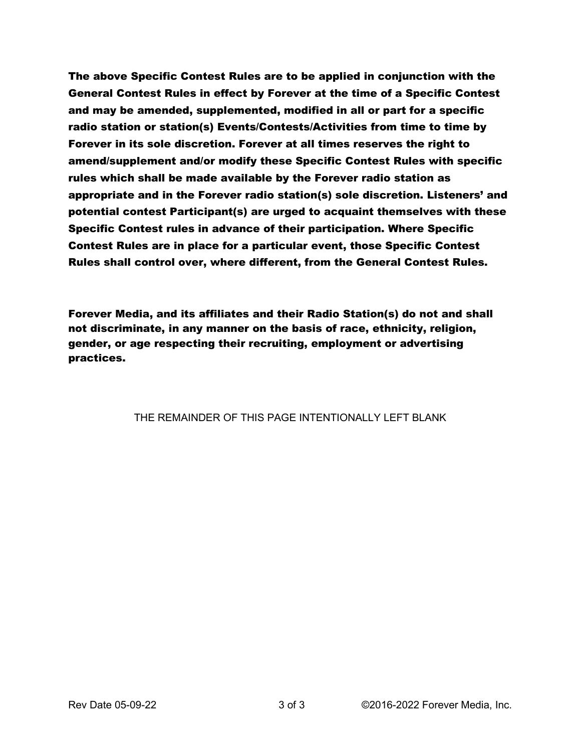**The above Specific Contest Rules are to be applied in conjunction with the General Contest Rules in effect by Forever at the time of a Specific Contest and may be amended, supplemented, modified in all or part for a specific radio station or station(s) Events/Contests/Activities from time to time by Forever in its sole discretion. Forever at all times reserves the right to amend/supplement and/or modify these Specific Contest Rules with specific rules which shall be made available by the Forever radio station as appropriate and in the Forever radio station(s) sole discretion. Listeners' and potential contest Participant(s) are urged to acquaint themselves with these Specific Contest rules in advance of their participation. Where Specific Contest Rules are in place for a particular event, those Specific Contest Rules shall control over, where different, from the General Contest Rules.**

**Forever Media, and its affiliates and their Radio Station(s) do not and shall not discriminate, in any manner on the basis of race, ethnicity, religion, gender, or age respecting their recruiting, employment or advertising practices.**

THE REMAINDER OF THIS PAGE INTENTIONALLY LEFT BLANK

Rev Date 05-09-22 ©2016-2022 Forever Media, Inc.